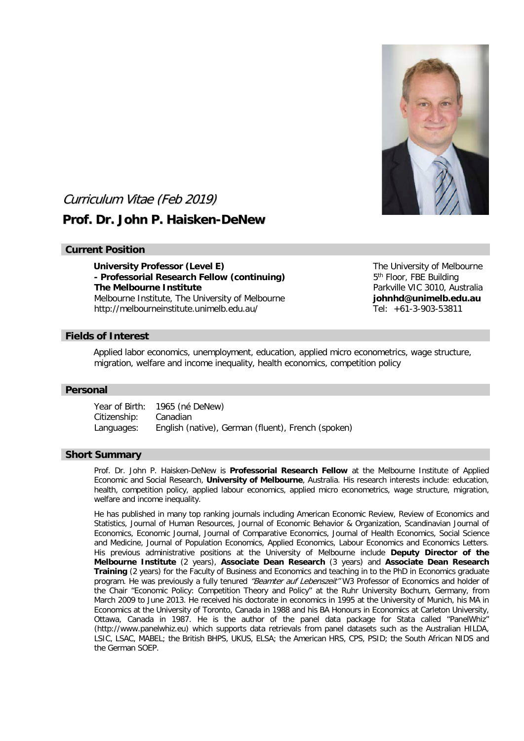*Curriculum Vitae (Feb 2019)*

# Prof. Dr. John P. Haisken-DeNew

## Current Position

**University Professor (Level E)**
**- Professorial Research Fellow (continuing)**
**The Melbourne Institute**
Melbourne Institute, The University of Melbourne
http://melbourneinstitute.unimelb.edu.au/

The University of Melbourne
5th Floor, FBE Building
Parkville VIC 3010, Australia
**johnhd@unimelb.edu.au**
Tel: +61-3-903-53811

## Fields of Interest

Applied labor economics, unemployment, education, applied micro econometrics, wage structure, migration, welfare and income inequality, health economics, competition policy

## Personal

| | |
|---|---|
| Year of Birth: | 1965 (né DeNew) |
| Citizenship: | Canadian |
| Languages: | English (native), German (fluent), French (spoken) |

## Short Summary

Prof. Dr. John P. Haisken-DeNew is **Professorial Research Fellow** at the Melbourne Institute of Applied Economic and Social Research, **University of Melbourne**, Australia. His research interests include: education, health, competition policy, applied labour economics, applied micro econometrics, wage structure, migration, welfare and income inequality.

He has published in many top ranking journals including American Economic Review, Review of Economics and Statistics, Journal of Human Resources, Journal of Economic Behavior & Organization, Scandinavian Journal of Economics, Economic Journal, Journal of Comparative Economics, Journal of Health Economics, Social Science and Medicine, Journal of Population Economics, Applied Economics, Labour Economics and Economics Letters. His previous administrative positions at the University of Melbourne include **Deputy Director of the Melbourne Institute** (2 years), **Associate Dean Research** (3 years) and **Associate Dean Research Training** (2 years) for the Faculty of Business and Economics and teaching in to the PhD in Economics graduate program. He was previously a fully tenured *"Beamter auf Lebenszeit"* W3 Professor of Economics and holder of the Chair "Economic Policy: Competition Theory and Policy" at the Ruhr University Bochum, Germany, from March 2009 to June 2013. He received his doctorate in economics in 1995 at the University of Munich, his MA in Economics at the University of Toronto, Canada in 1988 and his BA Honours in Economics at Carleton University, Ottawa, Canada in 1987. He is the author of the panel data package for Stata called "PanelWhiz" (http://www.panelwhiz.eu) which supports data retrievals from panel datasets such as the Australian HILDA, LSIC, LSAC, MABEL; the British BHPS, UKUS, ELSA; the American HRS, CPS, PSID; the South African NIDS and the German SOEP.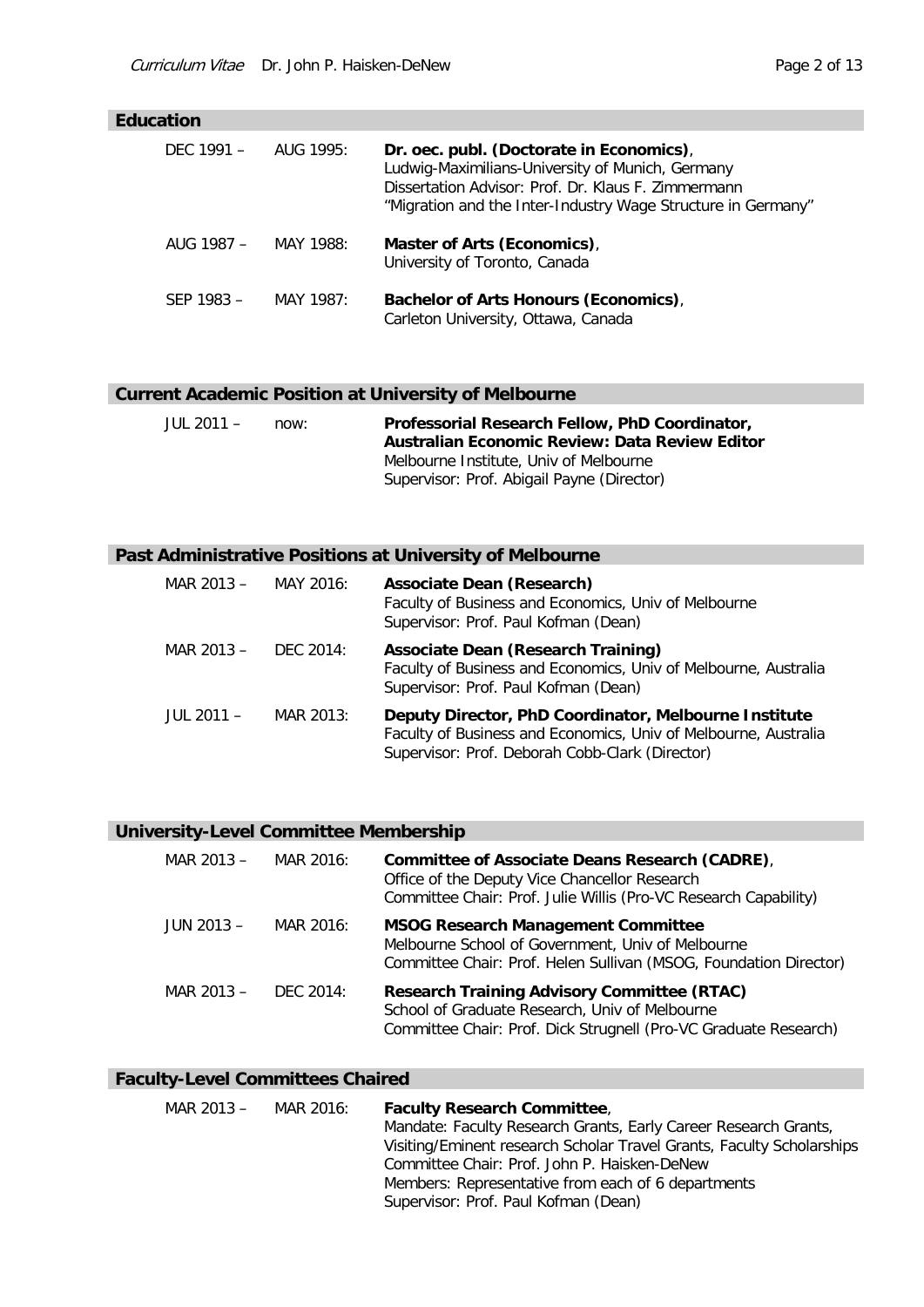## Education

DEC 1991 – AUG 1995: **Dr. oec. publ. (Doctorate in Economics)**,
Ludwig-Maximilians-University of Munich, Germany
Dissertation Advisor: Prof. Dr. Klaus F. Zimmermann
"Migration and the Inter-Industry Wage Structure in Germany"

AUG 1987 – MAY 1988: **Master of Arts (Economics)**,
University of Toronto, Canada

SEP 1983 – MAY 1987: **Bachelor of Arts Honours (Economics)**,
Carleton University, Ottawa, Canada

## Current Academic Position at University of Melbourne

JUL 2011 – now: **Professorial Research Fellow, PhD Coordinator, Australian Economic Review: Data Review Editor**
Melbourne Institute, Univ of Melbourne
Supervisor: Prof. Abigail Payne (Director)

## Past Administrative Positions at University of Melbourne

MAR 2013 – MAY 2016: **Associate Dean (Research)**
Faculty of Business and Economics, Univ of Melbourne
Supervisor: Prof. Paul Kofman (Dean)

MAR 2013 – DEC 2014: **Associate Dean (Research Training)**
Faculty of Business and Economics, Univ of Melbourne, Australia
Supervisor: Prof. Paul Kofman (Dean)

JUL 2011 – MAR 2013: **Deputy Director, PhD Coordinator, Melbourne Institute**
Faculty of Business and Economics, Univ of Melbourne, Australia
Supervisor: Prof. Deborah Cobb-Clark (Director)

## University-Level Committee Membership

MAR 2013 – MAR 2016: **Committee of Associate Deans Research (CADRE)**,
Office of the Deputy Vice Chancellor Research
Committee Chair: Prof. Julie Willis (Pro-VC Research Capability)

JUN 2013 – MAR 2016: **MSOG Research Management Committee**
Melbourne School of Government, Univ of Melbourne
Committee Chair: Prof. Helen Sullivan (MSOG, Foundation Director)

MAR 2013 – DEC 2014: **Research Training Advisory Committee (RTAC)**
School of Graduate Research, Univ of Melbourne
Committee Chair: Prof. Dick Strugnell (Pro-VC Graduate Research)

## Faculty-Level Committees Chaired

MAR 2013 – MAR 2016: **Faculty Research Committee**,
Mandate: Faculty Research Grants, Early Career Research Grants, Visiting/Eminent research Scholar Travel Grants, Faculty Scholarships
Committee Chair: Prof. John P. Haisken-DeNew
Members: Representative from each of 6 departments
Supervisor: Prof. Paul Kofman (Dean)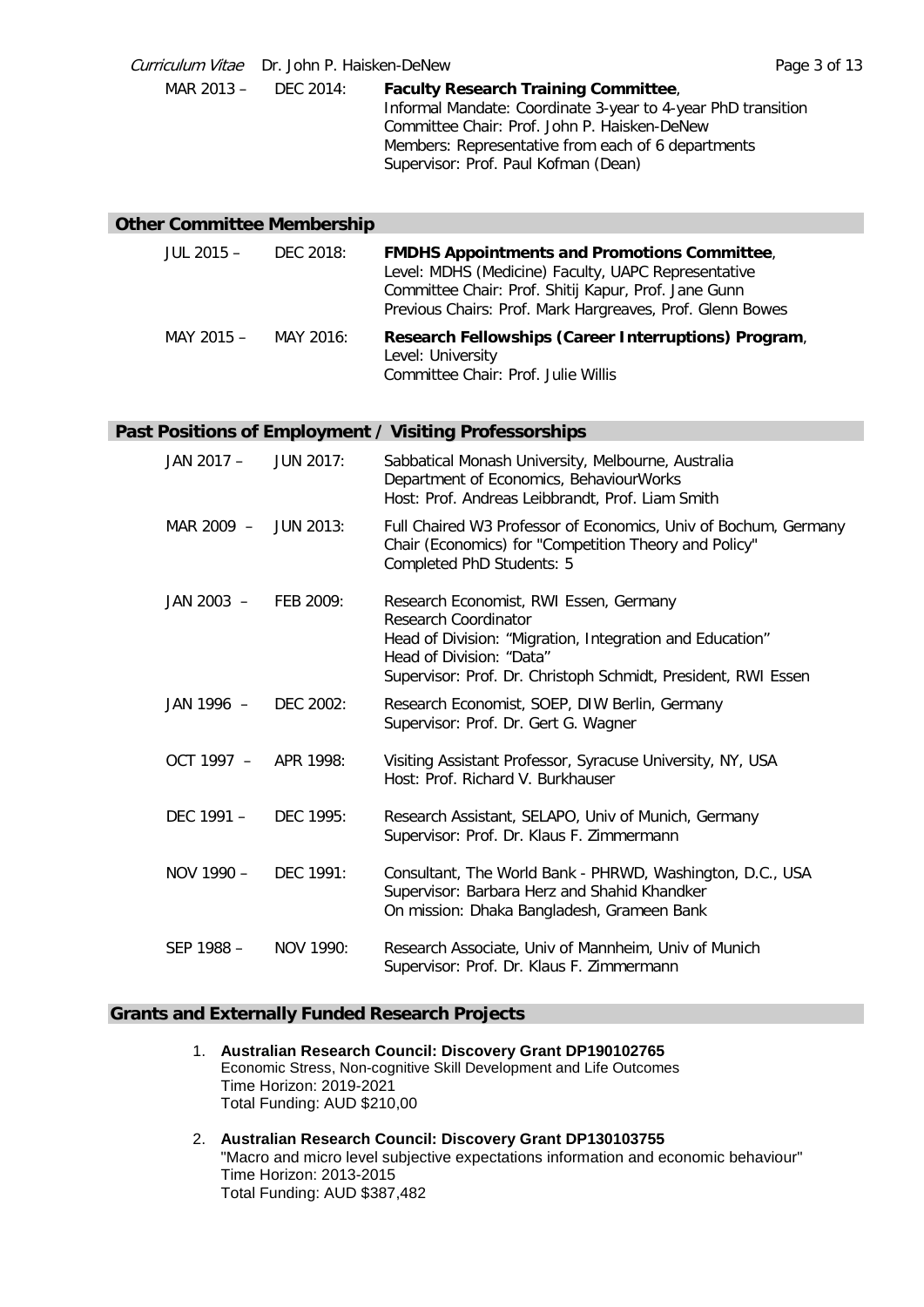MAR 2013 – DEC 2014: **Faculty Research Training Committee**,
Informal Mandate: Coordinate 3-year to 4-year PhD transition
Committee Chair: Prof. John P. Haisken-DeNew
Members: Representative from each of 6 departments
Supervisor: Prof. Paul Kofman (Dean)

## Other Committee Membership

JUL 2015 – DEC 2018: **FMDHS Appointments and Promotions Committee**,
Level: MDHS (Medicine) Faculty, UAPC Representative
Committee Chair: Prof. Shitij Kapur, Prof. Jane Gunn
Previous Chairs: Prof. Mark Hargreaves, Prof. Glenn Bowes

MAY 2015 – MAY 2016: **Research Fellowships (Career Interruptions) Program**,
Level: University
Committee Chair: Prof. Julie Willis

## Past Positions of Employment / Visiting Professorships

JAN 2017 – JUN 2017: Sabbatical Monash University, Melbourne, Australia
Department of Economics, BehaviourWorks
Host: Prof. Andreas Leibbrandt, Prof. Liam Smith

MAR 2009 – JUN 2013: Full Chaired W3 Professor of Economics, Univ of Bochum, Germany
Chair (Economics) for "Competition Theory and Policy"
Completed PhD Students: 5

JAN 2003 – FEB 2009: Research Economist, RWI Essen, Germany
Research Coordinator
Head of Division: "Migration, Integration and Education"
Head of Division: "Data"
Supervisor: Prof. Dr. Christoph Schmidt, President, RWI Essen

JAN 1996 – DEC 2002: Research Economist, SOEP, DIW Berlin, Germany
Supervisor: Prof. Dr. Gert G. Wagner

OCT 1997 – APR 1998: Visiting Assistant Professor, Syracuse University, NY, USA
Host: Prof. Richard V. Burkhauser

DEC 1991 – DEC 1995: Research Assistant, SELAPO, Univ of Munich, Germany
Supervisor: Prof. Dr. Klaus F. Zimmermann

NOV 1990 – DEC 1991: Consultant, The World Bank - PHRWD, Washington, D.C., USA
Supervisor: Barbara Herz and Shahid Khandker
On mission: Dhaka Bangladesh, Grameen Bank

SEP 1988 – NOV 1990: Research Associate, Univ of Mannheim, Univ of Munich
Supervisor: Prof. Dr. Klaus F. Zimmermann

## Grants and Externally Funded Research Projects

1. **Australian Research Council: Discovery Grant DP190102765**
   Economic Stress, Non-cognitive Skill Development and Life Outcomes
   Time Horizon: 2019-2021
   Total Funding: AUD $210,00

2. **Australian Research Council: Discovery Grant DP130103755**
   "Macro and micro level subjective expectations information and economic behaviour"
   Time Horizon: 2013-2015
   Total Funding: AUD $387,482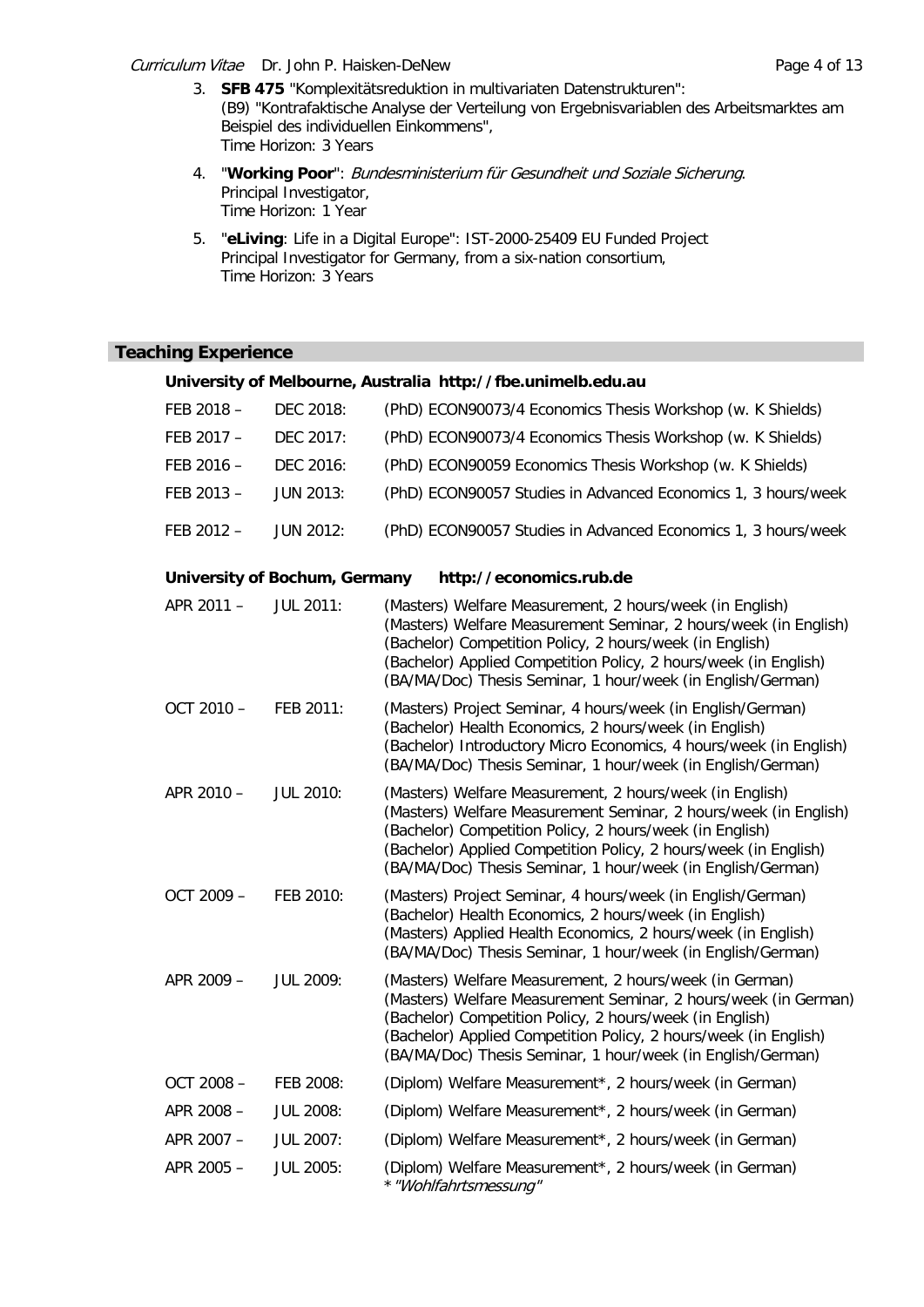3. **SFB 475** "Komplexitätsreduktion in multivariaten Datenstrukturen":
   (B9) "Kontrafaktische Analyse der Verteilung von Ergebnisvariablen des Arbeitsmarktes am Beispiel des individuellen Einkommens",
   Time Horizon: 3 Years

4. "**Working Poor**": *Bundesministerium für Gesundheit und Soziale Sicherung*.
   Principal Investigator,
   Time Horizon: 1 Year

5. "**eLiving**: Life in a Digital Europe": IST-2000-25409 EU Funded Project
   Principal Investigator for Germany, from a six-nation consortium,
   Time Horizon: 3 Years

## Teaching Experience

### University of Melbourne, Australia http://fbe.unimelb.edu.au

| | | |
|---|---|---|
| FEB 2018 – | DEC 2018: | (PhD) ECON90073/4 Economics Thesis Workshop (w. K Shields) |
| FEB 2017 – | DEC 2017: | (PhD) ECON90073/4 Economics Thesis Workshop (w. K Shields) |
| FEB 2016 – | DEC 2016: | (PhD) ECON90059 Economics Thesis Workshop (w. K Shields) |
| FEB 2013 – | JUN 2013: | (PhD) ECON90057 Studies in Advanced Economics 1, 3 hours/week |
| FEB 2012 – | JUN 2012: | (PhD) ECON90057 Studies in Advanced Economics 1, 3 hours/week |

### University of Bochum, Germany http://economics.rub.de

| | | |
|---|---|---|
| APR 2011 – | JUL 2011: | (Masters) Welfare Measurement, 2 hours/week (in English)<br>(Masters) Welfare Measurement Seminar, 2 hours/week (in English)<br>(Bachelor) Competition Policy, 2 hours/week (in English)<br>(Bachelor) Applied Competition Policy, 2 hours/week (in English)<br>(BA/MA/Doc) Thesis Seminar, 1 hour/week (in English/German) |
| OCT 2010 – | FEB 2011: | (Masters) Project Seminar, 4 hours/week (in English/German)<br>(Bachelor) Health Economics, 2 hours/week (in English)<br>(Bachelor) Introductory Micro Economics, 4 hours/week (in English)<br>(BA/MA/Doc) Thesis Seminar, 1 hour/week (in English/German) |
| APR 2010 – | JUL 2010: | (Masters) Welfare Measurement, 2 hours/week (in English)<br>(Masters) Welfare Measurement Seminar, 2 hours/week (in English)<br>(Bachelor) Competition Policy, 2 hours/week (in English)<br>(Bachelor) Applied Competition Policy, 2 hours/week (in English)<br>(BA/MA/Doc) Thesis Seminar, 1 hour/week (in English/German) |
| OCT 2009 – | FEB 2010: | (Masters) Project Seminar, 4 hours/week (in English/German)<br>(Bachelor) Health Economics, 2 hours/week (in English)<br>(Masters) Applied Health Economics, 2 hours/week (in English)<br>(BA/MA/Doc) Thesis Seminar, 1 hour/week (in English/German) |
| APR 2009 – | JUL 2009: | (Masters) Welfare Measurement, 2 hours/week (in German)<br>(Masters) Welfare Measurement Seminar, 2 hours/week (in German)<br>(Bachelor) Competition Policy, 2 hours/week (in English)<br>(Bachelor) Applied Competition Policy, 2 hours/week (in English)<br>(BA/MA/Doc) Thesis Seminar, 1 hour/week (in English/German) |
| OCT 2008 – | FEB 2008: | (Diplom) Welfare Measurement*, 2 hours/week (in German) |
| APR 2008 – | JUL 2008: | (Diplom) Welfare Measurement*, 2 hours/week (in German) |
| APR 2007 – | JUL 2007: | (Diplom) Welfare Measurement*, 2 hours/week (in German) |
| APR 2005 – | JUL 2005: | (Diplom) Welfare Measurement*, 2 hours/week (in German)<br>* *"Wohlfahrtsmessung"* |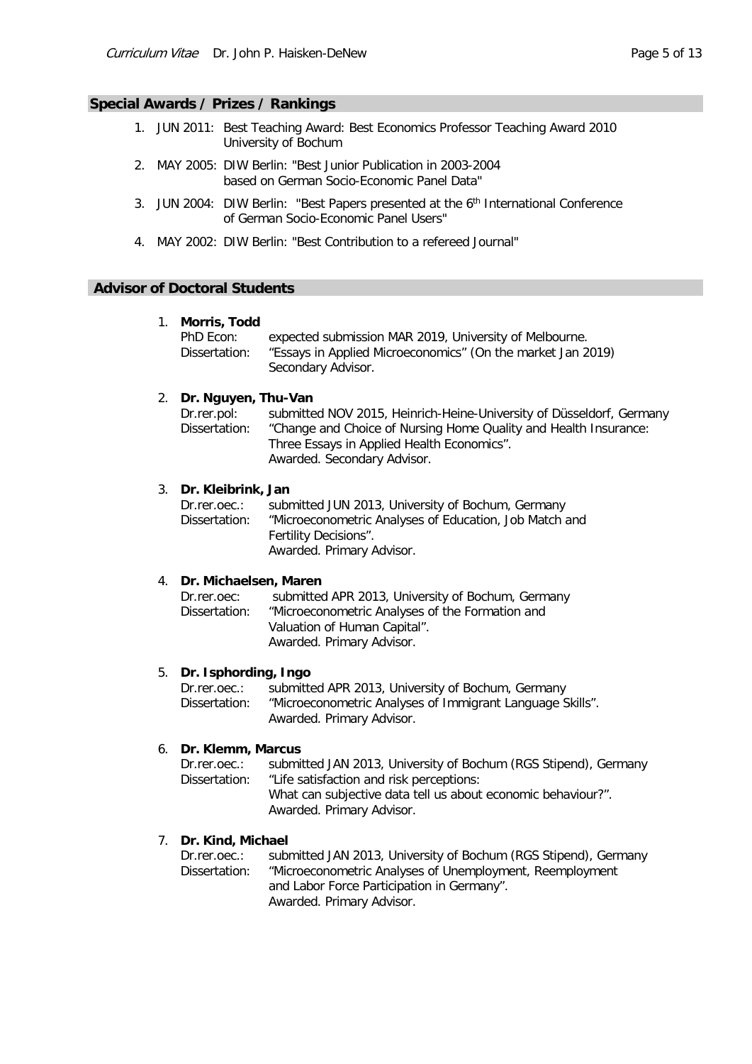## Special Awards / Prizes / Rankings

1. JUN 2011: Best Teaching Award: Best Economics Professor Teaching Award 2010
   University of Bochum
2. MAY 2005: DIW Berlin: "Best Junior Publication in 2003-2004
   based on German Socio-Economic Panel Data"
3. JUN 2004: DIW Berlin: "Best Papers presented at the 6th International Conference
   of German Socio-Economic Panel Users"
4. MAY 2002: DIW Berlin: "Best Contribution to a refereed Journal"

## Advisor of Doctoral Students

1. **Morris, Todd**
   PhD Econ: expected submission MAR 2019, University of Melbourne.
   Dissertation: "Essays in Applied Microeconomics" (On the market Jan 2019)
   Secondary Advisor.

2. **Dr. Nguyen, Thu-Van**
   Dr.rer.pol: submitted NOV 2015, Heinrich-Heine-University of Düsseldorf, Germany
   Dissertation: "Change and Choice of Nursing Home Quality and Health Insurance: Three Essays in Applied Health Economics".
   Awarded. Secondary Advisor.

3. **Dr. Kleibrink, Jan**
   Dr.rer.oec.: submitted JUN 2013, University of Bochum, Germany
   Dissertation: "Microeconometric Analyses of Education, Job Match and Fertility Decisions".
   Awarded. Primary Advisor.

4. **Dr. Michaelsen, Maren**
   Dr.rer.oec: submitted APR 2013, University of Bochum, Germany
   Dissertation: "Microeconometric Analyses of the Formation and Valuation of Human Capital".
   Awarded. Primary Advisor.

5. **Dr. Isphording, Ingo**
   Dr.rer.oec.: submitted APR 2013, University of Bochum, Germany
   Dissertation: "Microeconometric Analyses of Immigrant Language Skills".
   Awarded. Primary Advisor.

6. **Dr. Klemm, Marcus**
   Dr.rer.oec.: submitted JAN 2013, University of Bochum (RGS Stipend), Germany
   Dissertation: "Life satisfaction and risk perceptions: What can subjective data tell us about economic behaviour?".
   Awarded. Primary Advisor.

7. **Dr. Kind, Michael**
   Dr.rer.oec.: submitted JAN 2013, University of Bochum (RGS Stipend), Germany
   Dissertation: "Microeconometric Analyses of Unemployment, Reemployment and Labor Force Participation in Germany".
   Awarded. Primary Advisor.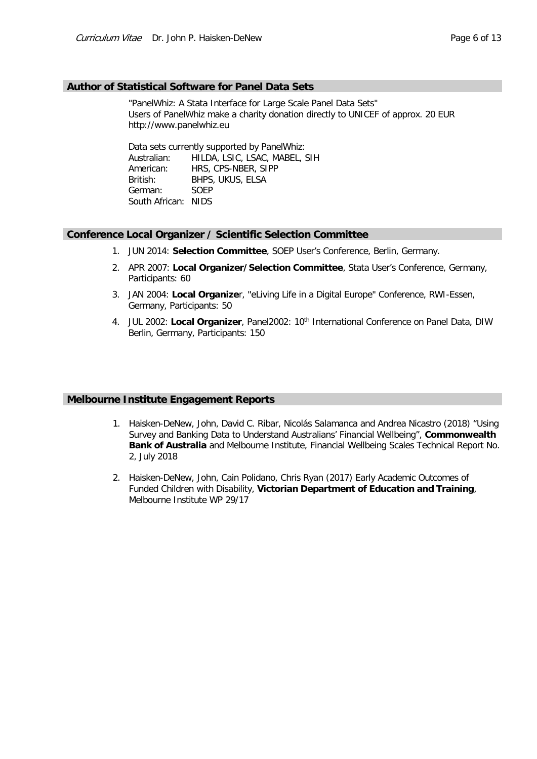## Author of Statistical Software for Panel Data Sets

"PanelWhiz: A Stata Interface for Large Scale Panel Data Sets"
Users of PanelWhiz make a charity donation directly to UNICEF of approx. 20 EUR
http://www.panelwhiz.eu

Data sets currently supported by PanelWhiz:

| | |
|---|---|
| Australian: | HILDA, LSIC, LSAC, MABEL, SIH |
| American: | HRS, CPS-NBER, SIPP |
| British: | BHPS, UKUS, ELSA |
| German: | SOEP |
| South African: | NIDS |

## Conference Local Organizer / Scientific Selection Committee

1. JUN 2014: **Selection Committee**, SOEP User's Conference, Berlin, Germany.
2. APR 2007: **Local Organizer/Selection Committee**, Stata User's Conference, Germany, Participants: 60
3. JAN 2004: **Local Organize**r, "eLiving Life in a Digital Europe" Conference, RWI-Essen, Germany, Participants: 50
4. JUL 2002: **Local Organizer**, Panel2002: 10th International Conference on Panel Data, DIW Berlin, Germany, Participants: 150

## Melbourne Institute Engagement Reports

1. Haisken-DeNew, John, David C. Ribar, Nicolás Salamanca and Andrea Nicastro (2018) "Using Survey and Banking Data to Understand Australians' Financial Wellbeing", **Commonwealth Bank of Australia** and Melbourne Institute, Financial Wellbeing Scales Technical Report No. 2, July 2018
2. Haisken-DeNew, John, Cain Polidano, Chris Ryan (2017) Early Academic Outcomes of Funded Children with Disability, **Victorian Department of Education and Training**, Melbourne Institute WP 29/17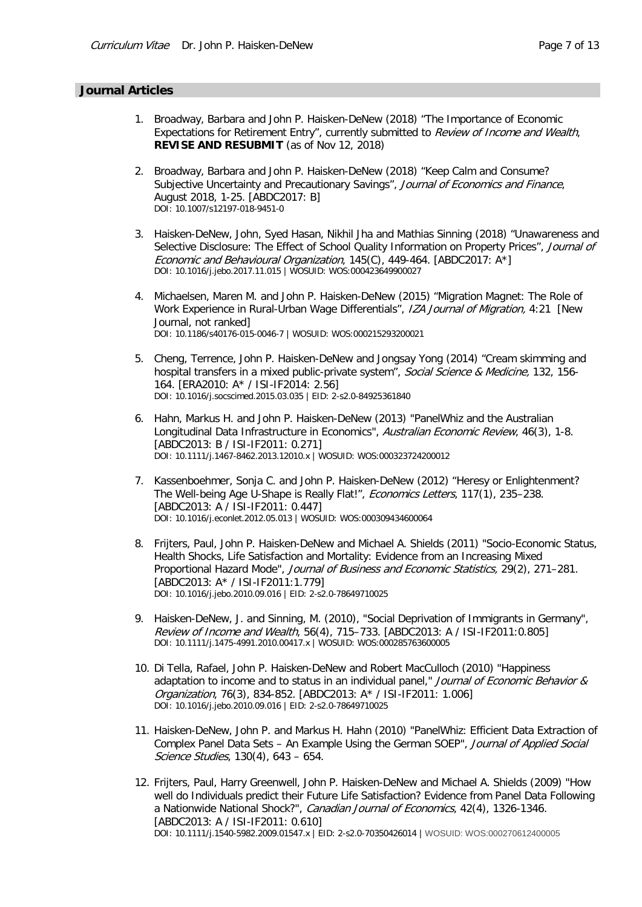## Journal Articles

1. Broadway, Barbara and John P. Haisken-DeNew (2018) "The Importance of Economic Expectations for Retirement Entry", currently submitted to *Review of Income and Wealth*, **REVISE AND RESUBMIT** (as of Nov 12, 2018)

2. Broadway, Barbara and John P. Haisken-DeNew (2018) "Keep Calm and Consume? Subjective Uncertainty and Precautionary Savings", *Journal of Economics and Finance*, August 2018, 1-25. [ABDC2017: B]
   DOI: 10.1007/s12197-018-9451-0

3. Haisken-DeNew, John, Syed Hasan, Nikhil Jha and Mathias Sinning (2018) "Unawareness and Selective Disclosure: The Effect of School Quality Information on Property Prices", *Journal of Economic and Behavioural Organization*, 145(C), 449-464. [ABDC2017: A*]
   DOI: 10.1016/j.jebo.2017.11.015 | WOSUID: WOS:000423649900027

4. Michaelsen, Maren M. and John P. Haisken-DeNew (2015) "Migration Magnet: The Role of Work Experience in Rural-Urban Wage Differentials", *IZA Journal of Migration,* 4:21 [New Journal, not ranked]
   DOI: 10.1186/s40176-015-0046-7 | WOSUID: WOS:000215293200021

5. Cheng, Terrence, John P. Haisken-DeNew and Jongsay Yong (2014) "Cream skimming and hospital transfers in a mixed public-private system", *Social Science & Medicine,* 132, 156-164. [ERA2010: A* / ISI-IF2014: 2.56]
   DOI: 10.1016/j.socscimed.2015.03.035 | EID: 2-s2.0-84925361840

6. Hahn, Markus H. and John P. Haisken-DeNew (2013) "PanelWhiz and the Australian Longitudinal Data Infrastructure in Economics", *Australian Economic Review*, 46(3), 1-8. [ABDC2013: B / ISI-IF2011: 0.271]
   DOI: 10.1111/j.1467-8462.2013.12010.x | WOSUID: WOS:000323724200012

7. Kassenboehmer, Sonja C. and John P. Haisken-DeNew (2012) "Heresy or Enlightenment? The Well-being Age U-Shape is Really Flat!", *Economics Letters*, 117(1), 235–238. [ABDC2013: A / ISI-IF2011: 0.447]
   DOI: 10.1016/j.econlet.2012.05.013 | WOSUID: WOS:000309434600064

8. Frijters, Paul, John P. Haisken-DeNew and Michael A. Shields (2011) "Socio-Economic Status, Health Shocks, Life Satisfaction and Mortality: Evidence from an Increasing Mixed Proportional Hazard Mode", *Journal of Business and Economic Statistics,* 29(2), 271–281. [ABDC2013: A* / ISI-IF2011:1.779]
   DOI: 10.1016/j.jebo.2010.09.016 | EID: 2-s2.0-78649710025

9. Haisken-DeNew, J. and Sinning, M. (2010), "Social Deprivation of Immigrants in Germany", *Review of Income and Wealth*, 56(4), 715–733. [ABDC2013: A / ISI-IF2011:0.805]
   DOI: 10.1111/j.1475-4991.2010.00417.x | WOSUID: WOS:000285763600005

10. Di Tella, Rafael, John P. Haisken-DeNew and Robert MacCulloch (2010) "Happiness adaptation to income and to status in an individual panel," *Journal of Economic Behavior & Organization*, 76(3), 834-852. [ABDC2013: A* / ISI-IF2011: 1.006]
    DOI: 10.1016/j.jebo.2010.09.016 | EID: 2-s2.0-78649710025

11. Haisken-DeNew, John P. and Markus H. Hahn (2010) "PanelWhiz: Efficient Data Extraction of Complex Panel Data Sets – An Example Using the German SOEP", *Journal of Applied Social Science Studies*, 130(4), 643 – 654.

12. Frijters, Paul, Harry Greenwell, John P. Haisken-DeNew and Michael A. Shields (2009) "How well do Individuals predict their Future Life Satisfaction? Evidence from Panel Data Following a Nationwide National Shock?", *Canadian Journal of Economics*, 42(4), 1326-1346. [ABDC2013: A / ISI-IF2011: 0.610]
    DOI: 10.1111/j.1540-5982.2009.01547.x | EID: 2-s2.0-70350426014 | WOSUID: WOS:000270612400005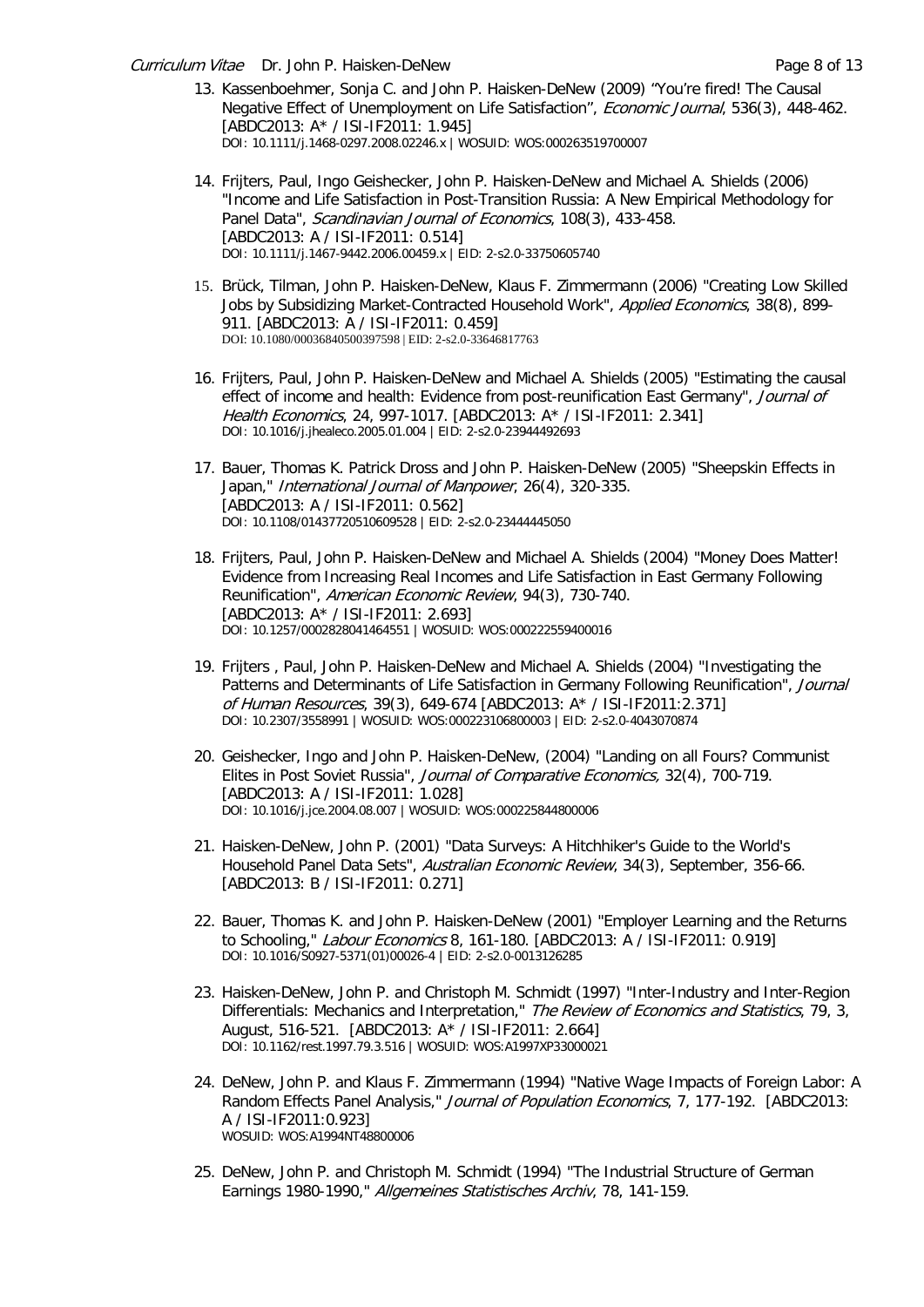13. Kassenboehmer, Sonja C. and John P. Haisken-DeNew (2009) "You're fired! The Causal Negative Effect of Unemployment on Life Satisfaction", *Economic Journal*, 536(3), 448-462. [ABDC2013: A* / ISI-IF2011: 1.945]
    DOI: 10.1111/j.1468-0297.2008.02246.x | WOSUID: WOS:000263519700007

14. Frijters, Paul, Ingo Geishecker, John P. Haisken-DeNew and Michael A. Shields (2006) "Income and Life Satisfaction in Post-Transition Russia: A New Empirical Methodology for Panel Data", *Scandinavian Journal of Economics*, 108(3), 433-458.
    [ABDC2013: A / ISI-IF2011: 0.514]
    DOI: 10.1111/j.1467-9442.2006.00459.x | EID: 2-s2.0-33750605740

15. Brück, Tilman, John P. Haisken-DeNew, Klaus F. Zimmermann (2006) "Creating Low Skilled Jobs by Subsidizing Market-Contracted Household Work", *Applied Economics*, 38(8), 899-911. [ABDC2013: A / ISI-IF2011: 0.459]
    DOI: 10.1080/00036840500397598 | EID: 2-s2.0-33646817763

16. Frijters, Paul, John P. Haisken-DeNew and Michael A. Shields (2005) "Estimating the causal effect of income and health: Evidence from post-reunification East Germany", *Journal of Health Economics*, 24, 997-1017. [ABDC2013: A* / ISI-IF2011: 2.341]
    DOI: 10.1016/j.jhealeco.2005.01.004 | EID: 2-s2.0-23944492693

17. Bauer, Thomas K. Patrick Dross and John P. Haisken-DeNew (2005) "Sheepskin Effects in Japan," *International Journal of Manpower*, 26(4), 320-335.
    [ABDC2013: A / ISI-IF2011: 0.562]
    DOI: 10.1108/01437720510609528 | EID: 2-s2.0-23444445050

18. Frijters, Paul, John P. Haisken-DeNew and Michael A. Shields (2004) "Money Does Matter! Evidence from Increasing Real Incomes and Life Satisfaction in East Germany Following Reunification", *American Economic Review*, 94(3), 730-740.
    [ABDC2013: A* / ISI-IF2011: 2.693]
    DOI: 10.1257/0002828041464551 | WOSUID: WOS:000222559400016

19. Frijters , Paul, John P. Haisken-DeNew and Michael A. Shields (2004) "Investigating the Patterns and Determinants of Life Satisfaction in Germany Following Reunification", *Journal of Human Resources*, 39(3), 649-674 [ABDC2013: A* / ISI-IF2011:2.371]
    DOI: 10.2307/3558991 | WOSUID: WOS:000223106800003 | EID: 2-s2.0-4043070874

20. Geishecker, Ingo and John P. Haisken-DeNew, (2004) "Landing on all Fours? Communist Elites in Post Soviet Russia", *Journal of Comparative Economics,* 32(4), 700-719.
    [ABDC2013: A / ISI-IF2011: 1.028]
    DOI: 10.1016/j.jce.2004.08.007 | WOSUID: WOS:000225844800006

21. Haisken-DeNew, John P. (2001) "Data Surveys: A Hitchhiker's Guide to the World's Household Panel Data Sets", *Australian Economic Review*, 34(3), September, 356-66.
    [ABDC2013: B / ISI-IF2011: 0.271]

22. Bauer, Thomas K. and John P. Haisken-DeNew (2001) "Employer Learning and the Returns to Schooling," *Labour Economics* 8, 161-180. [ABDC2013: A / ISI-IF2011: 0.919]
    DOI: 10.1016/S0927-5371(01)00026-4 | EID: 2-s2.0-0013126285

23. Haisken-DeNew, John P. and Christoph M. Schmidt (1997) "Inter-Industry and Inter-Region Differentials: Mechanics and Interpretation," *The Review of Economics and Statistics*, 79, 3, August, 516-521. [ABDC2013: A* / ISI-IF2011: 2.664]
    DOI: 10.1162/rest.1997.79.3.516 | WOSUID: WOS:A1997XP33000021

24. DeNew, John P. and Klaus F. Zimmermann (1994) "Native Wage Impacts of Foreign Labor: A Random Effects Panel Analysis," *Journal of Population Economics*, 7, 177-192. [ABDC2013: A / ISI-IF2011:0.923]
    WOSUID: WOS:A1994NT48800006

25. DeNew, John P. and Christoph M. Schmidt (1994) "The Industrial Structure of German Earnings 1980-1990," *Allgemeines Statistisches Archiv*, 78, 141-159.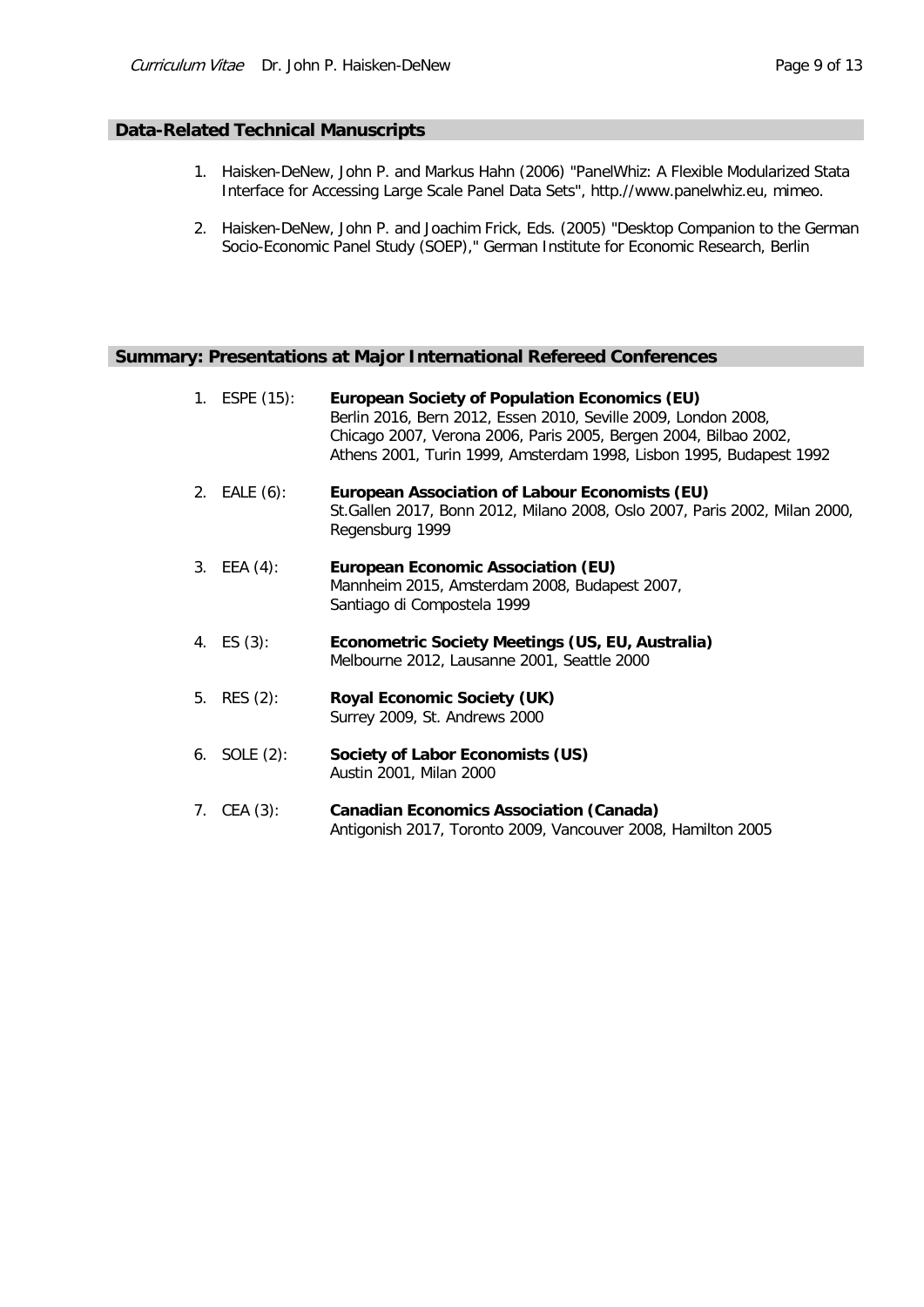## Data-Related Technical Manuscripts

1. Haisken-DeNew, John P. and Markus Hahn (2006) "PanelWhiz: A Flexible Modularized Stata Interface for Accessing Large Scale Panel Data Sets", http.//www.panelwhiz.eu, mimeo.

2. Haisken-DeNew, John P. and Joachim Frick, Eds. (2005) "Desktop Companion to the German Socio-Economic Panel Study (SOEP)," German Institute for Economic Research, Berlin

## Summary: Presentations at Major International Refereed Conferences

1. ESPE (15): **European Society of Population Economics (EU)**
   Berlin 2016, Bern 2012, Essen 2010, Seville 2009, London 2008, Chicago 2007, Verona 2006, Paris 2005, Bergen 2004, Bilbao 2002, Athens 2001, Turin 1999, Amsterdam 1998, Lisbon 1995, Budapest 1992

2. EALE (6): **European Association of Labour Economists (EU)**
   St.Gallen 2017, Bonn 2012, Milano 2008, Oslo 2007, Paris 2002, Milan 2000, Regensburg 1999

3. EEA (4): **European Economic Association (EU)**
   Mannheim 2015, Amsterdam 2008, Budapest 2007, Santiago di Compostela 1999

4. ES (3): **Econometric Society Meetings (US, EU, Australia)**
   Melbourne 2012, Lausanne 2001, Seattle 2000

5. RES (2): **Royal Economic Society (UK)**
   Surrey 2009, St. Andrews 2000

6. SOLE (2): **Society of Labor Economists (US)**
   Austin 2001, Milan 2000

7. CEA (3): **Canadian Economics Association (Canada)**
   Antigonish 2017, Toronto 2009, Vancouver 2008, Hamilton 2005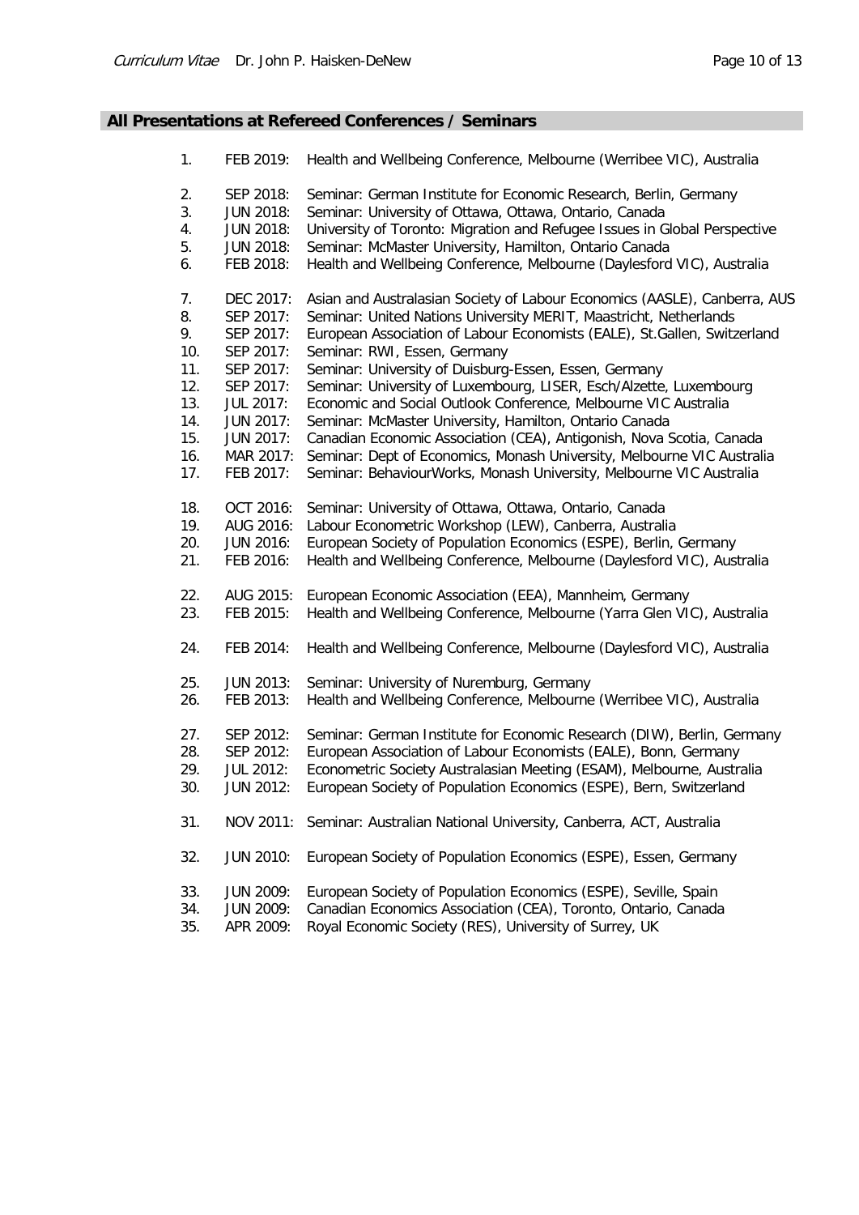## All Presentations at Refereed Conferences / Seminars

1. FEB 2019: Health and Wellbeing Conference, Melbourne (Werribee VIC), Australia

2. SEP 2018: Seminar: German Institute for Economic Research, Berlin, Germany
3. JUN 2018: Seminar: University of Ottawa, Ottawa, Ontario, Canada
4. JUN 2018: University of Toronto: Migration and Refugee Issues in Global Perspective
5. JUN 2018: Seminar: McMaster University, Hamilton, Ontario Canada
6. FEB 2018: Health and Wellbeing Conference, Melbourne (Daylesford VIC), Australia

7. DEC 2017: Asian and Australasian Society of Labour Economics (AASLE), Canberra, AUS
8. SEP 2017: Seminar: United Nations University MERIT, Maastricht, Netherlands
9. SEP 2017: European Association of Labour Economists (EALE), St.Gallen, Switzerland
10. SEP 2017: Seminar: RWI, Essen, Germany
11. SEP 2017: Seminar: University of Duisburg-Essen, Essen, Germany
12. SEP 2017: Seminar: University of Luxembourg, LISER, Esch/Alzette, Luxembourg
13. JUL 2017: Economic and Social Outlook Conference, Melbourne VIC Australia
14. JUN 2017: Seminar: McMaster University, Hamilton, Ontario Canada
15. JUN 2017: Canadian Economic Association (CEA), Antigonish, Nova Scotia, Canada
16. MAR 2017: Seminar: Dept of Economics, Monash University, Melbourne VIC Australia
17. FEB 2017: Seminar: BehaviourWorks, Monash University, Melbourne VIC Australia

18. OCT 2016: Seminar: University of Ottawa, Ottawa, Ontario, Canada
19. AUG 2016: Labour Econometric Workshop (LEW), Canberra, Australia
20. JUN 2016: European Society of Population Economics (ESPE), Berlin, Germany
21. FEB 2016: Health and Wellbeing Conference, Melbourne (Daylesford VIC), Australia

22. AUG 2015: European Economic Association (EEA), Mannheim, Germany
23. FEB 2015: Health and Wellbeing Conference, Melbourne (Yarra Glen VIC), Australia

24. FEB 2014: Health and Wellbeing Conference, Melbourne (Daylesford VIC), Australia

25. JUN 2013: Seminar: University of Nuremburg, Germany
26. FEB 2013: Health and Wellbeing Conference, Melbourne (Werribee VIC), Australia

27. SEP 2012: Seminar: German Institute for Economic Research (DIW), Berlin, Germany
28. SEP 2012: European Association of Labour Economists (EALE), Bonn, Germany
29. JUL 2012: Econometric Society Australasian Meeting (ESAM), Melbourne, Australia
30. JUN 2012: European Society of Population Economics (ESPE), Bern, Switzerland

31. NOV 2011: Seminar: Australian National University, Canberra, ACT, Australia

32. JUN 2010: European Society of Population Economics (ESPE), Essen, Germany

33. JUN 2009: European Society of Population Economics (ESPE), Seville, Spain
34. JUN 2009: Canadian Economics Association (CEA), Toronto, Ontario, Canada
35. APR 2009: Royal Economic Society (RES), University of Surrey, UK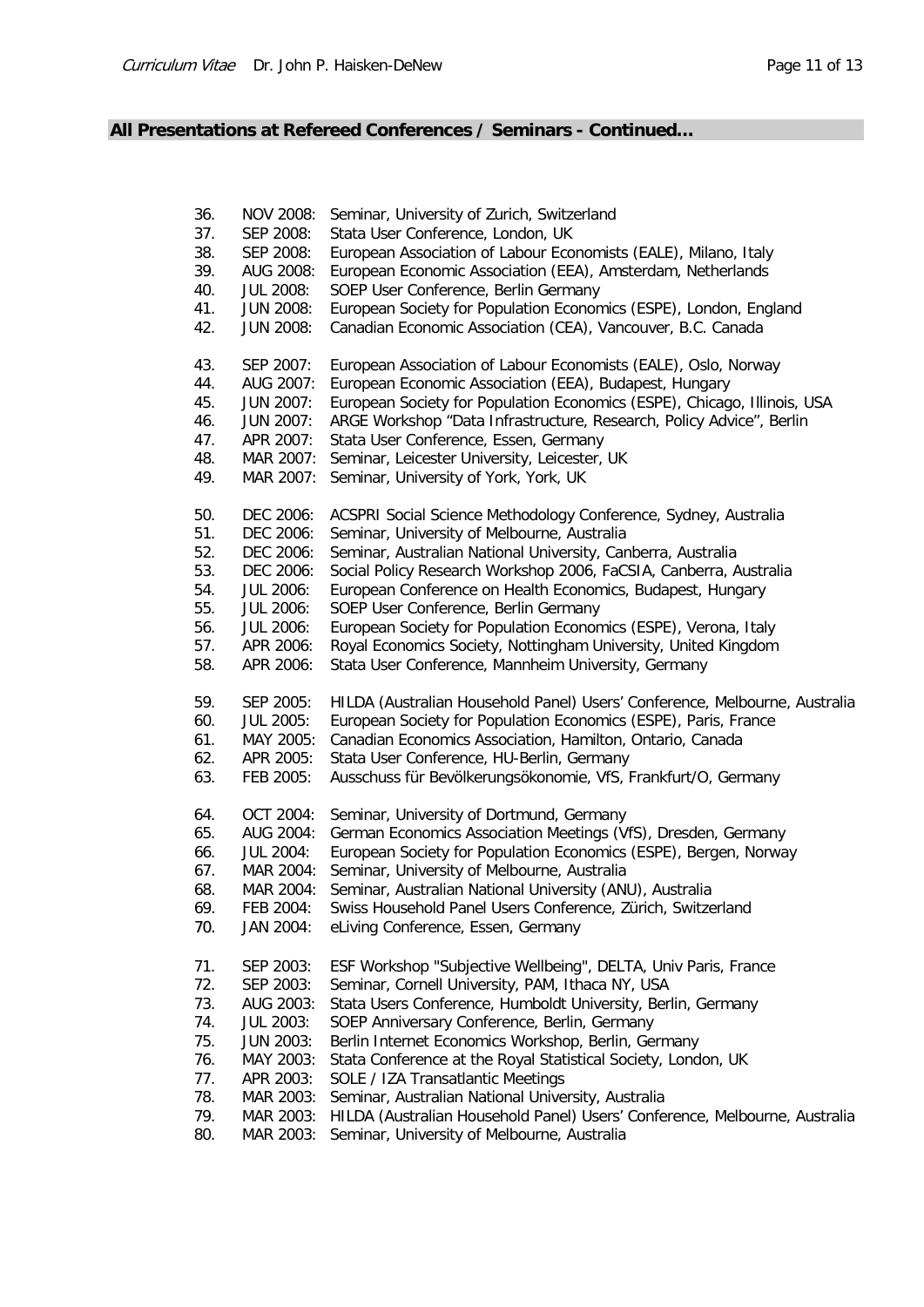## All Presentations at Refereed Conferences / Seminars - Continued…

36. NOV 2008: Seminar, University of Zurich, Switzerland
37. SEP 2008: Stata User Conference, London, UK
38. SEP 2008: European Association of Labour Economists (EALE), Milano, Italy
39. AUG 2008: European Economic Association (EEA), Amsterdam, Netherlands
40. JUL 2008: SOEP User Conference, Berlin Germany
41. JUN 2008: European Society for Population Economics (ESPE), London, England
42. JUN 2008: Canadian Economic Association (CEA), Vancouver, B.C. Canada

43. SEP 2007: European Association of Labour Economists (EALE), Oslo, Norway
44. AUG 2007: European Economic Association (EEA), Budapest, Hungary
45. JUN 2007: European Society for Population Economics (ESPE), Chicago, Illinois, USA
46. JUN 2007: ARGE Workshop "Data Infrastructure, Research, Policy Advice", Berlin
47. APR 2007: Stata User Conference, Essen, Germany
48. MAR 2007: Seminar, Leicester University, Leicester, UK
49. MAR 2007: Seminar, University of York, York, UK

50. DEC 2006: ACSPRI Social Science Methodology Conference, Sydney, Australia
51. DEC 2006: Seminar, University of Melbourne, Australia
52. DEC 2006: Seminar, Australian National University, Canberra, Australia
53. DEC 2006: Social Policy Research Workshop 2006, FaCSIA, Canberra, Australia
54. JUL 2006: European Conference on Health Economics, Budapest, Hungary
55. JUL 2006: SOEP User Conference, Berlin Germany
56. JUL 2006: European Society for Population Economics (ESPE), Verona, Italy
57. APR 2006: Royal Economics Society, Nottingham University, United Kingdom
58. APR 2006: Stata User Conference, Mannheim University, Germany

59. SEP 2005: HILDA (Australian Household Panel) Users' Conference, Melbourne, Australia
60. JUL 2005: European Society for Population Economics (ESPE), Paris, France
61. MAY 2005: Canadian Economics Association, Hamilton, Ontario, Canada
62. APR 2005: Stata User Conference, HU-Berlin, Germany
63. FEB 2005: Ausschuss für Bevölkerungsökonomie, VfS, Frankfurt/O, Germany

64. OCT 2004: Seminar, University of Dortmund, Germany
65. AUG 2004: German Economics Association Meetings (VfS), Dresden, Germany
66. JUL 2004: European Society for Population Economics (ESPE), Bergen, Norway
67. MAR 2004: Seminar, University of Melbourne, Australia
68. MAR 2004: Seminar, Australian National University (ANU), Australia
69. FEB 2004: Swiss Household Panel Users Conference, Zürich, Switzerland
70. JAN 2004: eLiving Conference, Essen, Germany

71. SEP 2003: ESF Workshop "Subjective Wellbeing", DELTA, Univ Paris, France
72. SEP 2003: Seminar, Cornell University, PAM, Ithaca NY, USA
73. AUG 2003: Stata Users Conference, Humboldt University, Berlin, Germany
74. JUL 2003: SOEP Anniversary Conference, Berlin, Germany
75. JUN 2003: Berlin Internet Economics Workshop, Berlin, Germany
76. MAY 2003: Stata Conference at the Royal Statistical Society, London, UK
77. APR 2003: SOLE / IZA Transatlantic Meetings
78. MAR 2003: Seminar, Australian National University, Australia
79. MAR 2003: HILDA (Australian Household Panel) Users' Conference, Melbourne, Australia
80. MAR 2003: Seminar, University of Melbourne, Australia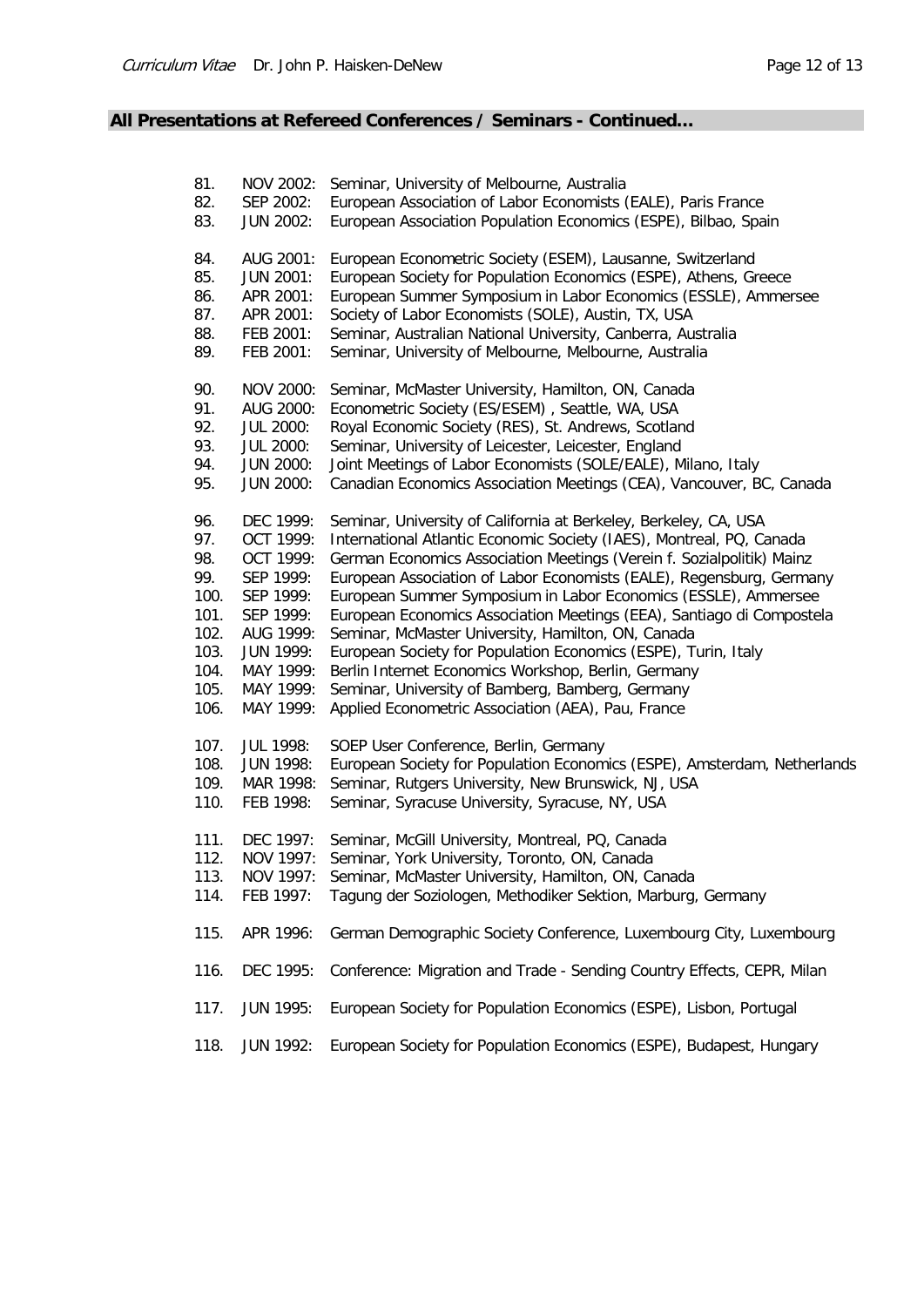## All Presentations at Refereed Conferences / Seminars - Continued…

81. NOV 2002: Seminar, University of Melbourne, Australia
82. SEP 2002: European Association of Labor Economists (EALE), Paris France
83. JUN 2002: European Association Population Economics (ESPE), Bilbao, Spain

84. AUG 2001: European Econometric Society (ESEM), Lausanne, Switzerland
85. JUN 2001: European Society for Population Economics (ESPE), Athens, Greece
86. APR 2001: European Summer Symposium in Labor Economics (ESSLE), Ammersee
87. APR 2001: Society of Labor Economists (SOLE), Austin, TX, USA
88. FEB 2001: Seminar, Australian National University, Canberra, Australia
89. FEB 2001: Seminar, University of Melbourne, Melbourne, Australia

90. NOV 2000: Seminar, McMaster University, Hamilton, ON, Canada
91. AUG 2000: Econometric Society (ES/ESEM) , Seattle, WA, USA
92. JUL 2000: Royal Economic Society (RES), St. Andrews, Scotland
93. JUL 2000: Seminar, University of Leicester, Leicester, England
94. JUN 2000: Joint Meetings of Labor Economists (SOLE/EALE), Milano, Italy
95. JUN 2000: Canadian Economics Association Meetings (CEA), Vancouver, BC, Canada

96. DEC 1999: Seminar, University of California at Berkeley, Berkeley, CA, USA
97. OCT 1999: International Atlantic Economic Society (IAES), Montreal, PQ, Canada
98. OCT 1999: German Economics Association Meetings (Verein f. Sozialpolitik) Mainz
99. SEP 1999: European Association of Labor Economists (EALE), Regensburg, Germany
100. SEP 1999: European Summer Symposium in Labor Economics (ESSLE), Ammersee
101. SEP 1999: European Economics Association Meetings (EEA), Santiago di Compostela
102. AUG 1999: Seminar, McMaster University, Hamilton, ON, Canada
103. JUN 1999: European Society for Population Economics (ESPE), Turin, Italy
104. MAY 1999: Berlin Internet Economics Workshop, Berlin, Germany
105. MAY 1999: Seminar, University of Bamberg, Bamberg, Germany
106. MAY 1999: Applied Econometric Association (AEA), Pau, France

107. JUL 1998: SOEP User Conference, Berlin, Germany
108. JUN 1998: European Society for Population Economics (ESPE), Amsterdam, Netherlands
109. MAR 1998: Seminar, Rutgers University, New Brunswick, NJ, USA
110. FEB 1998: Seminar, Syracuse University, Syracuse, NY, USA

111. DEC 1997: Seminar, McGill University, Montreal, PQ, Canada
112. NOV 1997: Seminar, York University, Toronto, ON, Canada
113. NOV 1997: Seminar, McMaster University, Hamilton, ON, Canada
114. FEB 1997: Tagung der Soziologen, Methodiker Sektion, Marburg, Germany

115. APR 1996: German Demographic Society Conference, Luxembourg City, Luxembourg

116. DEC 1995: Conference: Migration and Trade - Sending Country Effects, CEPR, Milan

117. JUN 1995: European Society for Population Economics (ESPE), Lisbon, Portugal

118. JUN 1992: European Society for Population Economics (ESPE), Budapest, Hungary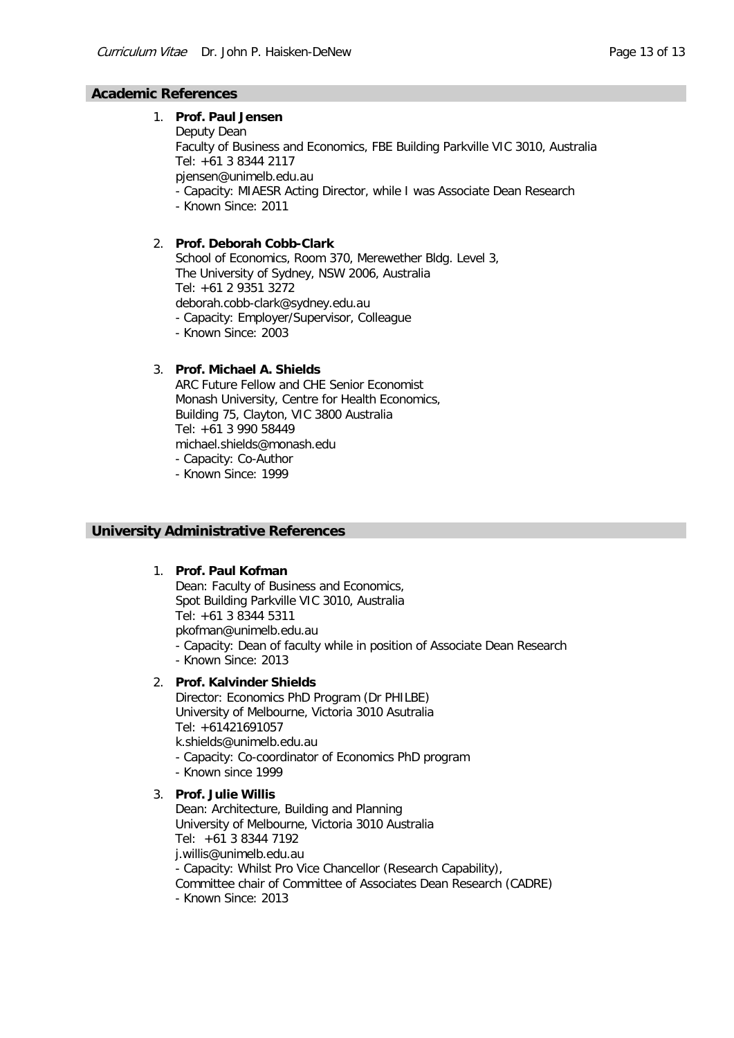## Academic References

1. **Prof. Paul Jensen**
   Deputy Dean
   Faculty of Business and Economics, FBE Building Parkville VIC 3010, Australia
   Tel: +61 3 8344 2117
   pjensen@unimelb.edu.au
   - Capacity: MIAESR Acting Director, while I was Associate Dean Research
   - Known Since: 2011

2. **Prof. Deborah Cobb-Clark**
   School of Economics, Room 370, Merewether Bldg. Level 3,
   The University of Sydney, NSW 2006, Australia
   Tel: +61 2 9351 3272
   deborah.cobb-clark@sydney.edu.au
   - Capacity: Employer/Supervisor, Colleague
   - Known Since: 2003

3. **Prof. Michael A. Shields**
   ARC Future Fellow and CHE Senior Economist
   Monash University, Centre for Health Economics,
   Building 75, Clayton, VIC 3800 Australia
   Tel: +61 3 990 58449
   michael.shields@monash.edu
   - Capacity: Co-Author
   - Known Since: 1999

## University Administrative References

1. **Prof. Paul Kofman**
   Dean: Faculty of Business and Economics,
   Spot Building Parkville VIC 3010, Australia
   Tel: +61 3 8344 5311
   pkofman@unimelb.edu.au
   - Capacity: Dean of faculty while in position of Associate Dean Research
   - Known Since: 2013

2. **Prof. Kalvinder Shields**
   Director: Economics PhD Program (Dr PHILBE)
   University of Melbourne, Victoria 3010 Asutralia
   Tel: +61421691057
   k.shields@unimelb.edu.au
   - Capacity: Co-coordinator of Economics PhD program
   - Known since 1999

3. **Prof. Julie Willis**
   Dean: Architecture, Building and Planning
   University of Melbourne, Victoria 3010 Australia
   Tel: +61 3 8344 7192
   j.willis@unimelb.edu.au
   - Capacity: Whilst Pro Vice Chancellor (Research Capability),
   Committee chair of Committee of Associates Dean Research (CADRE)
   - Known Since: 2013